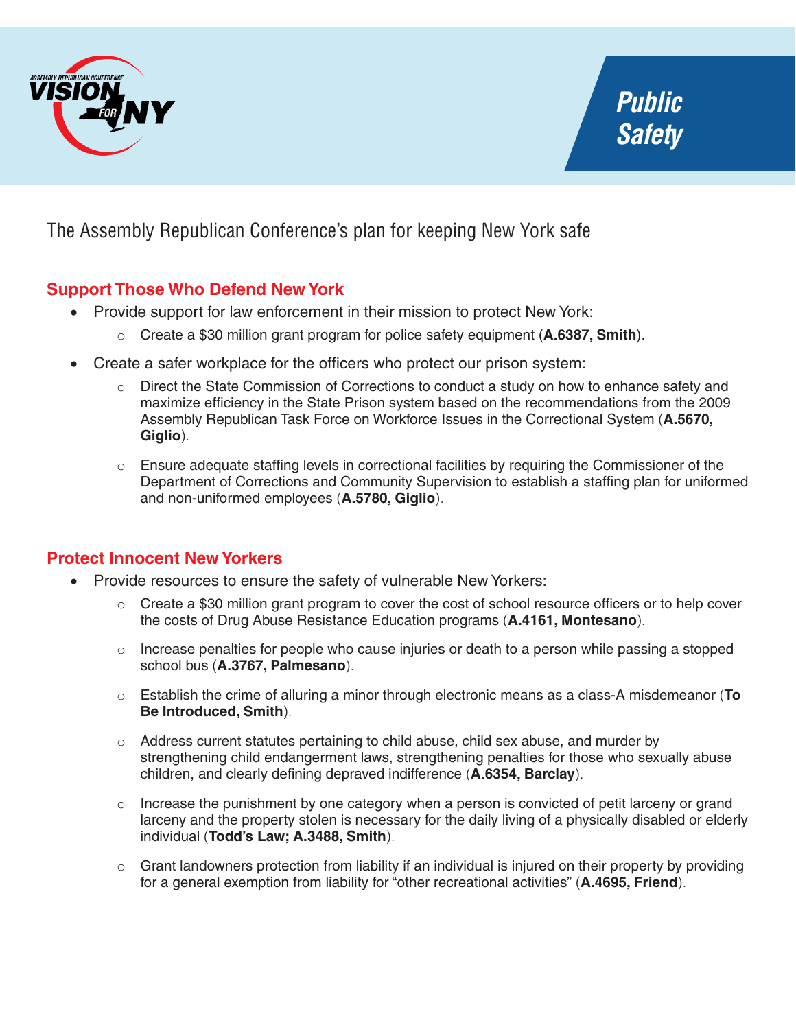ASSEMBLY REPUBLICAN CONFERENCE VISION FOR NY

# Public Safety

## The Assembly Republican Conference's plan for keeping New York safe

### Support Those Who Defend New York

- Provide support for law enforcement in their mission to protect New York:
  - Create a $30 million grant program for police safety equipment (**A.6387, Smith**).
- Create a safer workplace for the officers who protect our prison system:
  - Direct the State Commission of Corrections to conduct a study on how to enhance safety and maximize efficiency in the State Prison system based on the recommendations from the 2009 Assembly Republican Task Force on Workforce Issues in the Correctional System (**A.5670, Giglio**).
  - Ensure adequate staffing levels in correctional facilities by requiring the Commissioner of the Department of Corrections and Community Supervision to establish a staffing plan for uniformed and non-uniformed employees (**A.5780, Giglio**).

### Protect Innocent New Yorkers

- Provide resources to ensure the safety of vulnerable New Yorkers:
  - Create a $30 million grant program to cover the cost of school resource officers or to help cover the costs of Drug Abuse Resistance Education programs (**A.4161, Montesano**).
  - Increase penalties for people who cause injuries or death to a person while passing a stopped school bus (**A.3767, Palmesano**).
  - Establish the crime of alluring a minor through electronic means as a class-A misdemeanor (**To Be Introduced, Smith**).
  - Address current statutes pertaining to child abuse, child sex abuse, and murder by strengthening child endangerment laws, strengthening penalties for those who sexually abuse children, and clearly defining depraved indifference (**A.6354, Barclay**).
  - Increase the punishment by one category when a person is convicted of petit larceny or grand larceny and the property stolen is necessary for the daily living of a physically disabled or elderly individual (**Todd's Law; A.3488, Smith**).
  - Grant landowners protection from liability if an individual is injured on their property by providing for a general exemption from liability for "other recreational activities" (**A.4695, Friend**).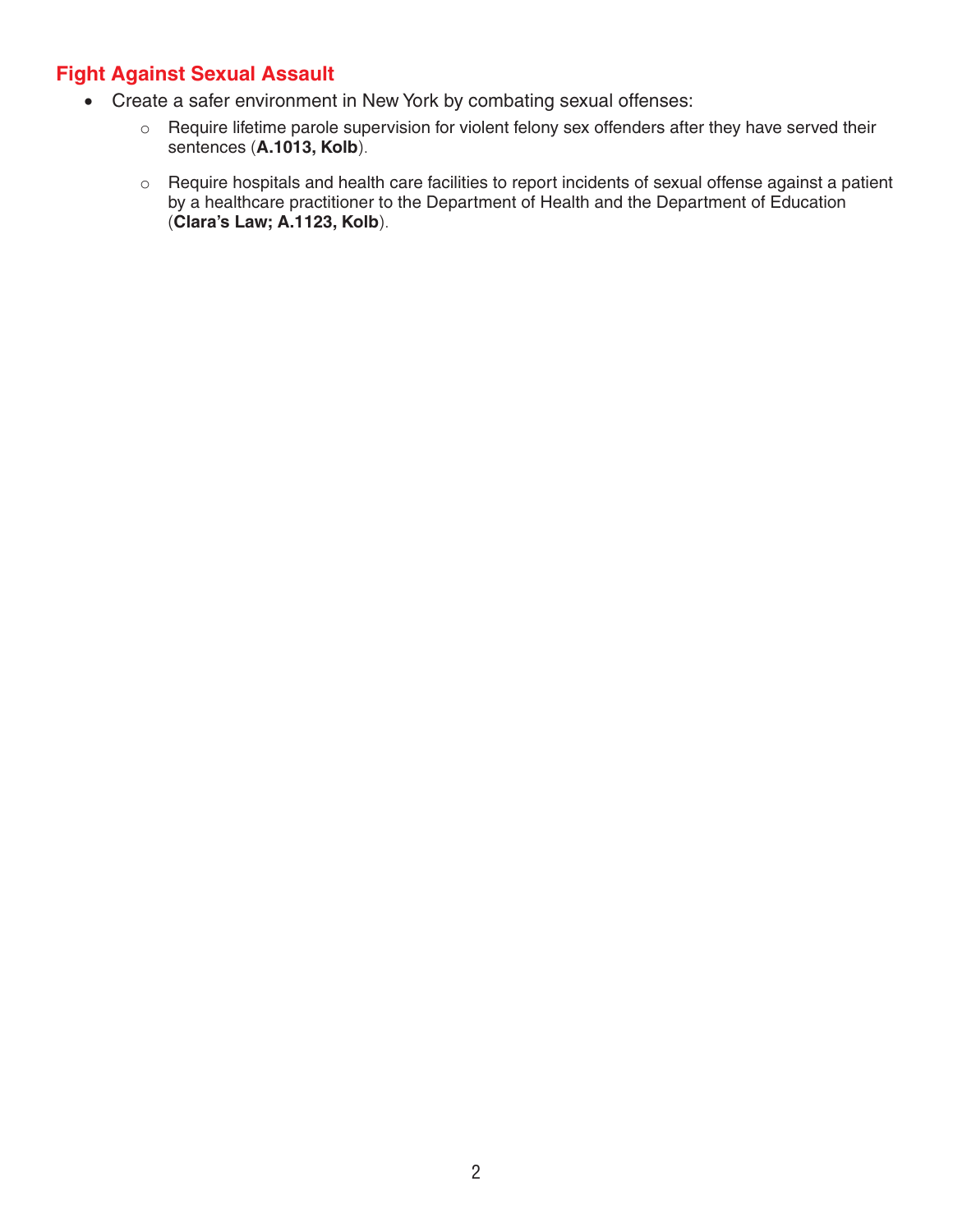## Fight Against Sexual Assault

- Create a safer environment in New York by combating sexual offenses:
  - Require lifetime parole supervision for violent felony sex offenders after they have served their sentences (**A.1013, Kolb**).
  - Require hospitals and health care facilities to report incidents of sexual offense against a patient by a healthcare practitioner to the Department of Health and the Department of Education (**Clara's Law; A.1123, Kolb**).